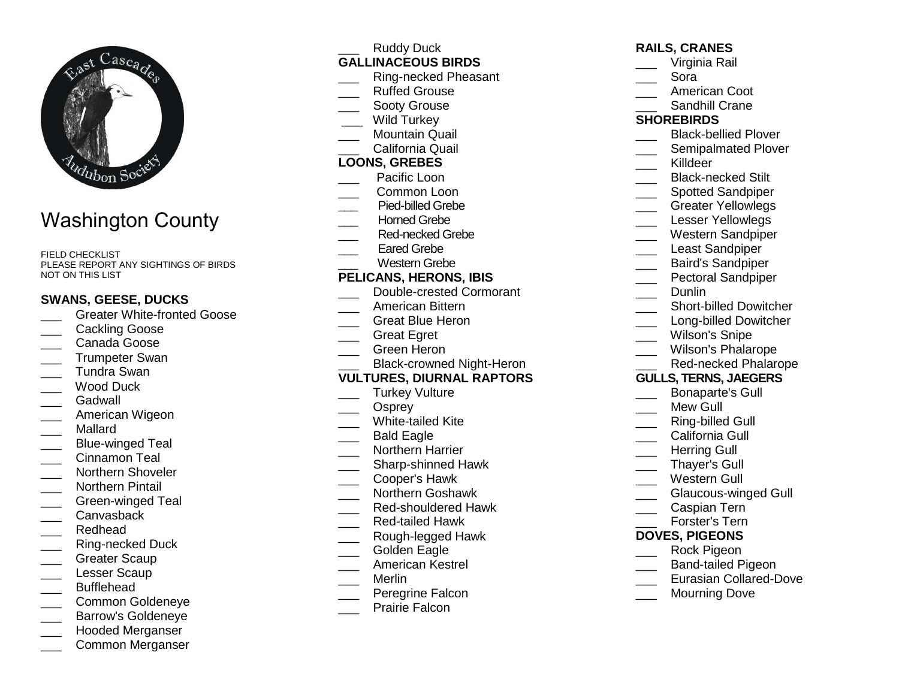# Washington County

FIELD CHECKLIST
PLEASE REPORT ANY SIGHTINGS OF BIRDS NOT ON THIS LIST

### SWANS, GEESE, DUCKS

- ___ Greater White-fronted Goose
- ___ Cackling Goose
- ___ Canada Goose
- ___ Trumpeter Swan
- ___ Tundra Swan
- ___ Wood Duck
- ___ Gadwall
- ___ American Wigeon
- ___ Mallard
- ___ Blue-winged Teal
- ___ Cinnamon Teal
- ___ Northern Shoveler
- ___ Northern Pintail
- ___ Green-winged Teal
- ___ Canvasback
- ___ Redhead
- ___ Ring-necked Duck
- ___ Greater Scaup
- ___ Lesser Scaup
- ___ Bufflehead
- ___ Common Goldeneye
- ___ Barrow's Goldeneye
- ___ Hooded Merganser
- ___ Common Merganser
- ___ Ruddy Duck

### GALLINACEOUS BIRDS

- ___ Ring-necked Pheasant
- ___ Ruffed Grouse
- ___ Sooty Grouse
- ___ Wild Turkey
- ___ Mountain Quail
- ___ California Quail

### LOONS, GREBES

- ___ Pacific Loon
- ___ Common Loon
- ___ Pied-billed Grebe
- ___ Horned Grebe
- ___ Red-necked Grebe
- ___ Eared Grebe
- ___ Western Grebe

### PELICANS, HERONS, IBIS

- ___ Double-crested Cormorant
- ___ American Bittern
- ___ Great Blue Heron
- ___ Great Egret
- ___ Green Heron
- ___ Black-crowned Night-Heron

### VULTURES, DIURNAL RAPTORS

- ___ Turkey Vulture
- ___ Osprey
- ___ White-tailed Kite
- ___ Bald Eagle
- ___ Northern Harrier
- ___ Sharp-shinned Hawk
- ___ Cooper's Hawk
- ___ Northern Goshawk
- ___ Red-shouldered Hawk
- ___ Red-tailed Hawk
- ___ Rough-legged Hawk
- ___ Golden Eagle
- ___ American Kestrel
- ___ Merlin
- ___ Peregrine Falcon
- ___ Prairie Falcon

### RAILS, CRANES

- ___ Virginia Rail
- ___ Sora
- ___ American Coot
- ___ Sandhill Crane

### SHOREBIRDS

- ___ Black-bellied Plover
- ___ Semipalmated Plover
- ___ Killdeer
- ___ Black-necked Stilt
- ___ Spotted Sandpiper
- ___ Greater Yellowlegs
- ___ Lesser Yellowlegs
- ___ Western Sandpiper
- ___ Least Sandpiper
- ___ Baird's Sandpiper
- ___ Pectoral Sandpiper
- ___ Dunlin
- ___ Short-billed Dowitcher
- ___ Long-billed Dowitcher
- ___ Wilson's Snipe
- ___ Wilson's Phalarope
- ___ Red-necked Phalarope

### GULLS, TERNS, JAEGERS

- ___ Bonaparte's Gull
- ___ Mew Gull
- ___ Ring-billed Gull
- ___ California Gull
- ___ Herring Gull
- ___ Thayer's Gull
- ___ Western Gull
- ___ Glaucous-winged Gull
- ___ Caspian Tern
- ___ Forster's Tern

### DOVES, PIGEONS

- ___ Rock Pigeon
- ___ Band-tailed Pigeon
- ___ Eurasian Collared-Dove
- ___ Mourning Dove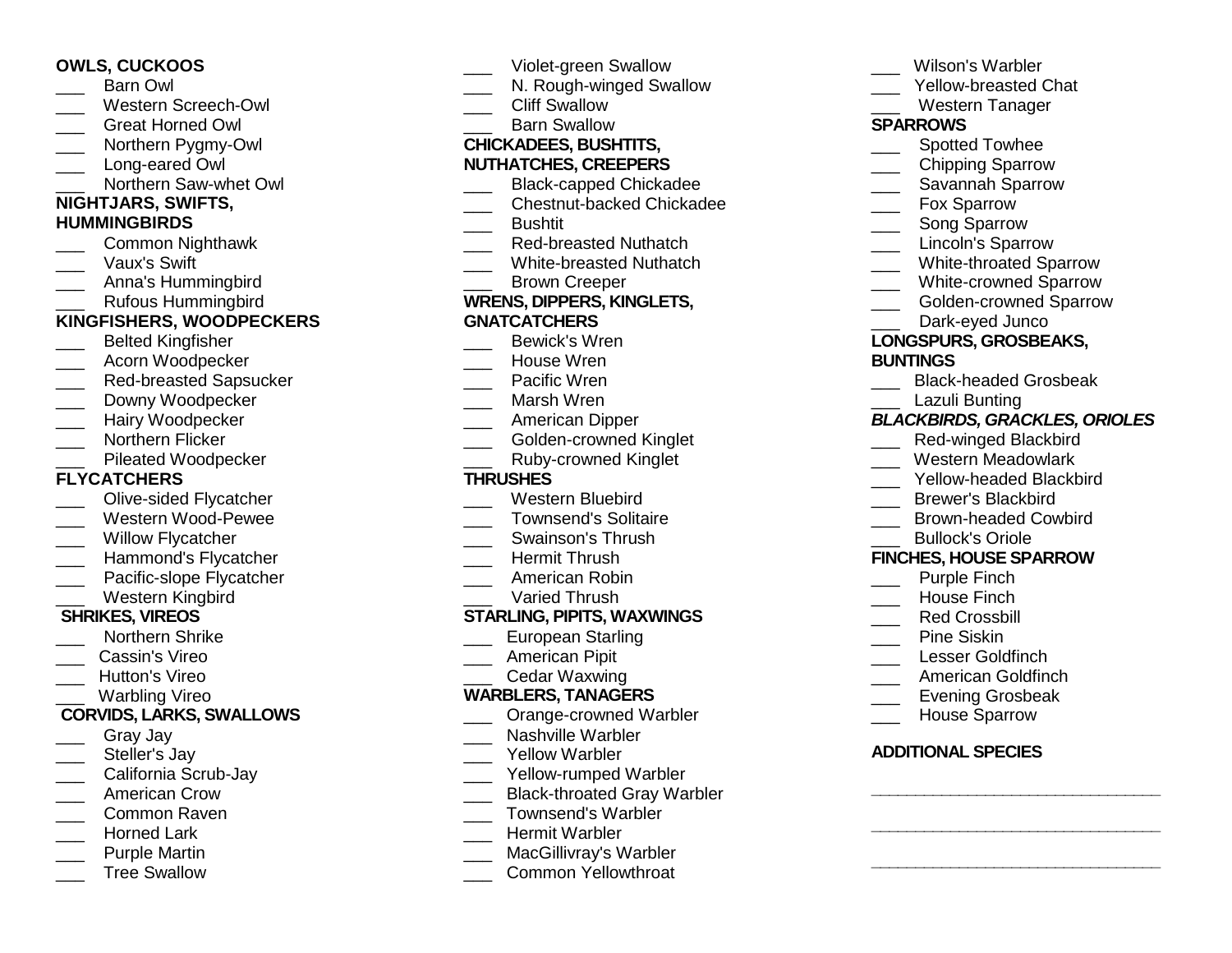**OWLS, CUCKOOS**

- ___ Barn Owl
- ___ Western Screech-Owl
- ___ Great Horned Owl
- ___ Northern Pygmy-Owl
- ___ Long-eared Owl
- ___ Northern Saw-whet Owl

**NIGHTJARS, SWIFTS, HUMMINGBIRDS**

- ___ Common Nighthawk
- ___ Vaux's Swift
- ___ Anna's Hummingbird
- ___ Rufous Hummingbird

**KINGFISHERS, WOODPECKERS**

- ___ Belted Kingfisher
- ___ Acorn Woodpecker
- ___ Red-breasted Sapsucker
- ___ Downy Woodpecker
- ___ Hairy Woodpecker
- ___ Northern Flicker
- ___ Pileated Woodpecker

**FLYCATCHERS**

- ___ Olive-sided Flycatcher
- ___ Western Wood-Pewee
- ___ Willow Flycatcher
- ___ Hammond's Flycatcher
- ___ Pacific-slope Flycatcher
- ___ Western Kingbird

**SHRIKES, VIREOS**

- ___ Northern Shrike
- ___ Cassin's Vireo
- ___ Hutton's Vireo
- ___ Warbling Vireo

**CORVIDS, LARKS, SWALLOWS**

- ___ Gray Jay
- ___ Steller's Jay
- ___ California Scrub-Jay
- ___ American Crow
- ___ Common Raven
- ___ Horned Lark
- ___ Purple Martin
- ___ Tree Swallow
- ___ Violet-green Swallow
- ___ N. Rough-winged Swallow
- ___ Cliff Swallow
- ___ Barn Swallow

**CHICKADEES, BUSHTITS, NUTHATCHES, CREEPERS**

- ___ Black-capped Chickadee
- ___ Chestnut-backed Chickadee
- ___ Bushtit
- ___ Red-breasted Nuthatch
- ___ White-breasted Nuthatch
- ___ Brown Creeper

**WRENS, DIPPERS, KINGLETS, GNATCATCHERS**

- ___ Bewick's Wren
- ___ House Wren
- ___ Pacific Wren
- ___ Marsh Wren
- ___ American Dipper
- ___ Golden-crowned Kinglet
- ___ Ruby-crowned Kinglet

**THRUSHES**

- ___ Western Bluebird
- ___ Townsend's Solitaire
- ___ Swainson's Thrush
- ___ Hermit Thrush
- ___ American Robin
- ___ Varied Thrush

**STARLING, PIPITS, WAXWINGS**

- ___ European Starling
- ___ American Pipit
- ___ Cedar Waxwing

**WARBLERS, TANAGERS**

- ___ Orange-crowned Warbler
- ___ Nashville Warbler
- ___ Yellow Warbler
- ___ Yellow-rumped Warbler
- ___ Black-throated Gray Warbler
- ___ Townsend's Warbler
- ___ Hermit Warbler
- ___ MacGillivray's Warbler
- ___ Common Yellowthroat
- ___ Wilson's Warbler
- ___ Yellow-breasted Chat
- ___ Western Tanager

**SPARROWS**

- ___ Spotted Towhee
- ___ Chipping Sparrow
- ___ Savannah Sparrow
- ___ Fox Sparrow
- ___ Song Sparrow
- ___ Lincoln's Sparrow
- ___ White-throated Sparrow
- ___ White-crowned Sparrow
- ___ Golden-crowned Sparrow
- ___ Dark-eyed Junco

**LONGSPURS, GROSBEAKS, BUNTINGS**

- ___ Black-headed Grosbeak
- ___ Lazuli Bunting

***BLACKBIRDS, GRACKLES, ORIOLES***

- ___ Red-winged Blackbird
- ___ Western Meadowlark
- ___ Yellow-headed Blackbird
- ___ Brewer's Blackbird
- ___ Brown-headed Cowbird
- ___ Bullock's Oriole

**FINCHES, HOUSE SPARROW**

- ___ Purple Finch
- ___ House Finch
- ___ Red Crossbill
- ___ Pine Siskin
- ___ Lesser Goldfinch
- ___ American Goldfinch
- ___ Evening Grosbeak
- ___ House Sparrow

**ADDITIONAL SPECIES**

________________________________

________________________________

________________________________